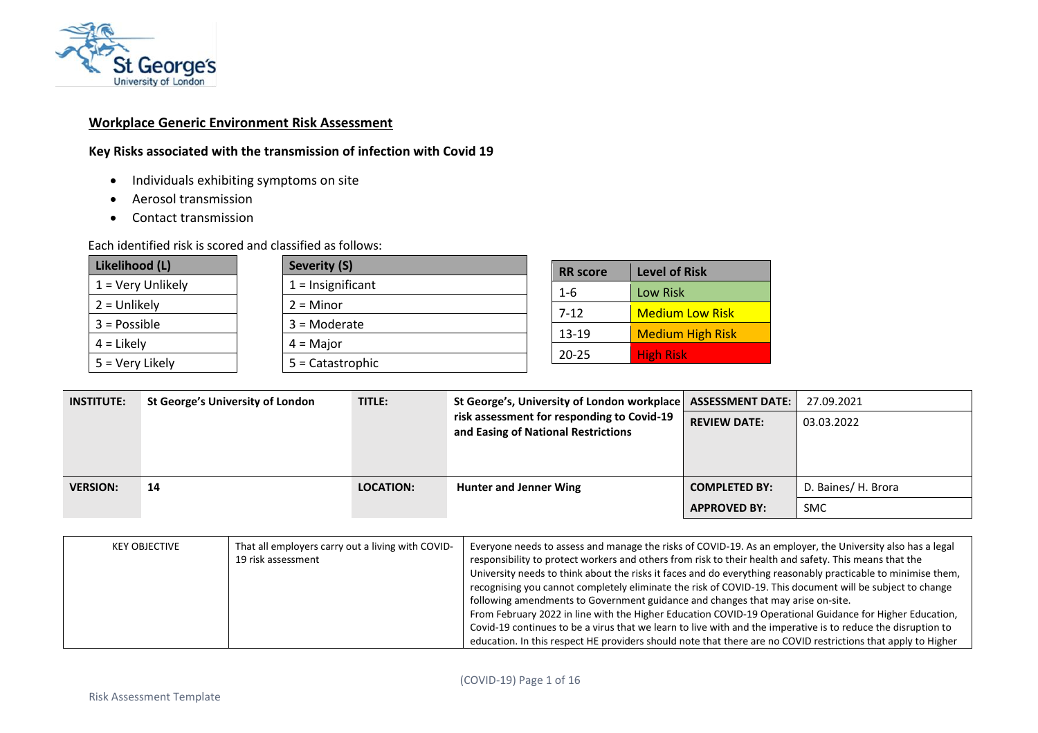**Workplace Generic Environment Risk Assessment**

**Key Risks associated with the transmission of infection with Covid 19**

- Individuals exhibiting symptoms on site
- Aerosol transmission
- Contact transmission

Each identified risk is scored and classified as follows:

| Likelihood (L) |
|---|
| 1 = Very Unlikely |
| 2 = Unlikely |
| 3 = Possible |
| 4 = Likely |
| 5 = Very Likely |

| Severity (S) |
|---|
| 1 = Insignificant |
| 2 = Minor |
| 3 = Moderate |
| 4 = Major |
| 5 = Catastrophic |

| RR score | Level of Risk |
|---|---|
| 1-6 | Low Risk |
| 7-12 | Medium Low Risk |
| 13-19 | Medium High Risk |
| 20-25 | High Risk |

| INSTITUTE: | St George's University of London | TITLE: | St George's, University of London workplace risk assessment for responding to Covid-19 and Easing of National Restrictions | ASSESSMENT DATE: | 27.09.2021 |
|---|---|---|---|---|---|
| | | | | REVIEW DATE: | 03.03.2022 |
| VERSION: | 14 | LOCATION: | Hunter and Jenner Wing | COMPLETED BY: | D. Baines/ H. Brora |
| | | | | APPROVED BY: | SMC |

| KEY OBJECTIVE | That all employers carry out a living with COVID-19 risk assessment | Everyone needs to assess and manage the risks of COVID-19. As an employer, the University also has a legal responsibility to protect workers and others from risk to their health and safety. This means that the University needs to think about the risks it faces and do everything reasonably practicable to minimise them, recognising you cannot completely eliminate the risk of COVID-19. This document will be subject to change following amendments to Government guidance and changes that may arise on-site.<br>From February 2022 in line with the Higher Education COVID-19 Operational Guidance for Higher Education, Covid-19 continues to be a virus that we learn to live with and the imperative is to reduce the disruption to education. In this respect HE providers should note that there are no COVID restrictions that apply to Higher |
|---|---|---|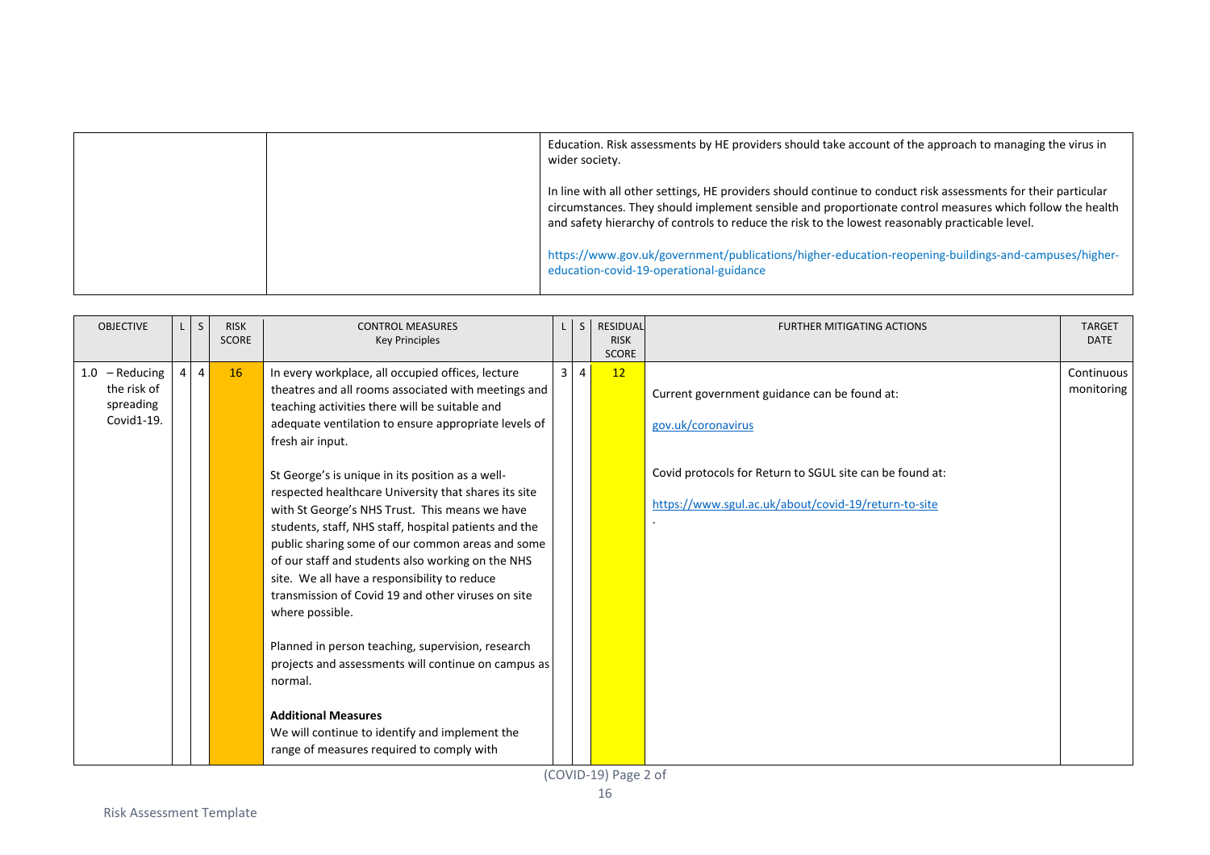| | | Education. Risk assessments by HE providers should take account of the approach to managing the virus in wider society.<br><br>In line with all other settings, HE providers should continue to conduct risk assessments for their particular circumstances. They should implement sensible and proportionate control measures which follow the health and safety hierarchy of controls to reduce the risk to the lowest reasonably practicable level.<br><br>https://www.gov.uk/government/publications/higher-education-reopening-buildings-and-campuses/higher-education-covid-19-operational-guidance |
|---|---|---|

| OBJECTIVE | L | S | RISK SCORE | CONTROL MEASURES<br>Key Principles | L | S | RESIDUAL RISK SCORE | FURTHER MITIGATING ACTIONS | TARGET DATE |
|---|---|---|---|---|---|---|---|---|---|
| 1.0 – Reducing the risk of spreading Covid1-19. | 4 | 4 | 16 | In every workplace, all occupied offices, lecture theatres and all rooms associated with meetings and teaching activities there will be suitable and adequate ventilation to ensure appropriate levels of fresh air input.<br><br>St George's is unique in its position as a well-respected healthcare University that shares its site with St George's NHS Trust. This means we have students, staff, NHS staff, hospital patients and the public sharing some of our common areas and some of our staff and students also working on the NHS site. We all have a responsibility to reduce transmission of Covid 19 and other viruses on site where possible.<br><br>Planned in person teaching, supervision, research projects and assessments will continue on campus as normal.<br><br>**Additional Measures**<br>We will continue to identify and implement the range of measures required to comply with | 3 | 4 | 12 | Current government guidance can be found at:<br><br>gov.uk/coronavirus<br><br>Covid protocols for Return to SGUL site can be found at:<br><br>https://www.sgul.ac.uk/about/covid-19/return-to-site<br>. | Continuous monitoring |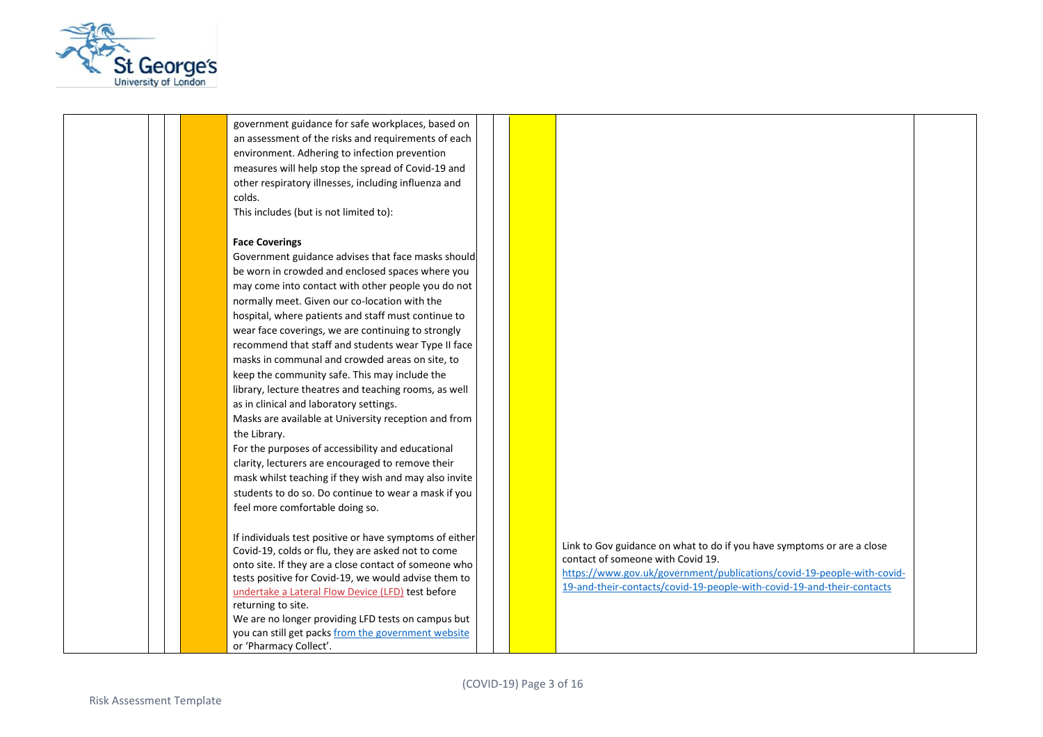| | | | | | | | | |
|---|---|---|---|---|---|---|---|---|
| | | | government guidance for safe workplaces, based on an assessment of the risks and requirements of each environment. Adhering to infection prevention measures will help stop the spread of Covid-19 and other respiratory illnesses, including influenza and colds.<br>This includes (but is not limited to):<br><br>**Face Coverings**<br>Government guidance advises that face masks should be worn in crowded and enclosed spaces where you may come into contact with other people you do not normally meet. Given our co-location with the hospital, where patients and staff must continue to wear face coverings, we are continuing to strongly recommend that staff and students wear Type II face masks in communal and crowded areas on site, to keep the community safe. This may include the library, lecture theatres and teaching rooms, as well as in clinical and laboratory settings.<br>Masks are available at University reception and from the Library.<br>For the purposes of accessibility and educational clarity, lecturers are encouraged to remove their mask whilst teaching if they wish and may also invite students to do so. Do continue to wear a mask if you feel more comfortable doing so.<br><br>If individuals test positive or have symptoms of either Covid-19, colds or flu, they are asked not to come onto site. If they are a close contact of someone who tests positive for Covid-19, we would advise them to undertake a Lateral Flow Device (LFD) test before returning to site.<br>We are no longer providing LFD tests on campus but you can still get packs from the government website or 'Pharmacy Collect'. | | | | Link to Gov guidance on what to do if you have symptoms or are a close contact of someone with Covid 19.<br>https://www.gov.uk/government/publications/covid-19-people-with-covid-19-and-their-contacts/covid-19-people-with-covid-19-and-their-contacts | |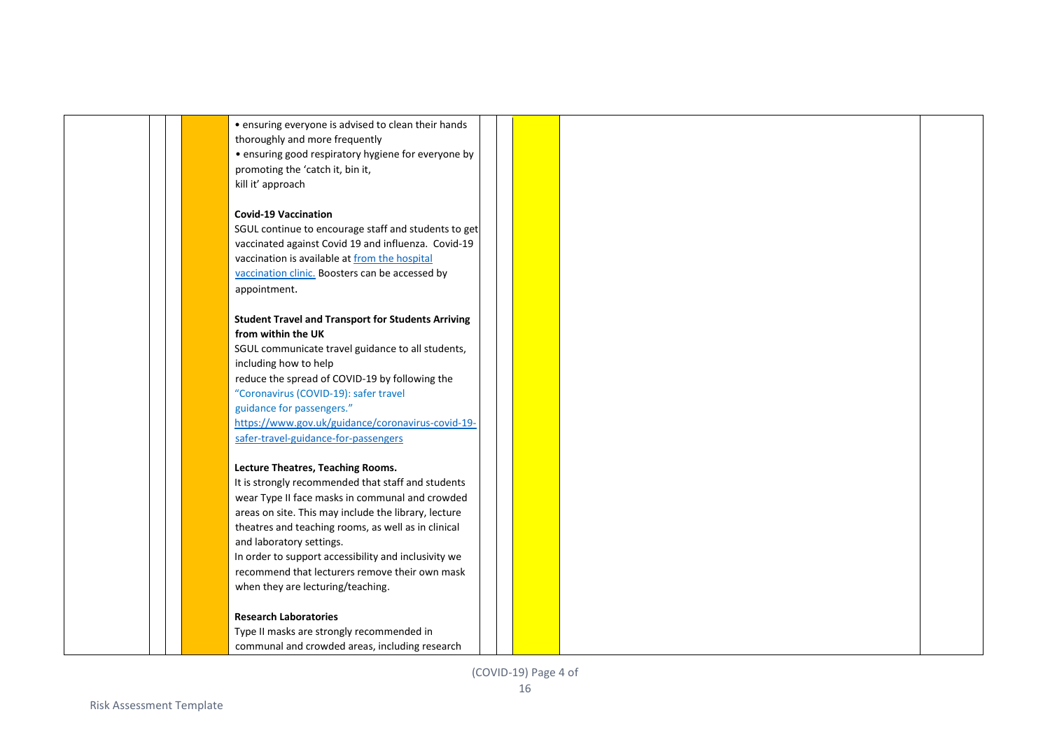| | | | | | | | | |
|---|---|---|---|---|---|---|---|---|
| | | | • ensuring everyone is advised to clean their hands thoroughly and more frequently<br>• ensuring good respiratory hygiene for everyone by promoting the 'catch it, bin it, kill it' approach<br><br>**Covid-19 Vaccination**<br>SGUL continue to encourage staff and students to get vaccinated against Covid 19 and influenza. Covid-19 vaccination is available at [from the hospital vaccination clinic.]() Boosters can be accessed by appointment.<br><br>**Student Travel and Transport for Students Arriving from within the UK**<br>SGUL communicate travel guidance to all students, including how to help reduce the spread of COVID-19 by following the "Coronavirus (COVID-19): safer travel guidance for passengers." https://www.gov.uk/guidance/coronavirus-covid-19-safer-travel-guidance-for-passengers<br><br>**Lecture Theatres, Teaching Rooms.**<br>It is strongly recommended that staff and students wear Type II face masks in communal and crowded areas on site. This may include the library, lecture theatres and teaching rooms, as well as in clinical and laboratory settings.<br>In order to support accessibility and inclusivity we recommend that lecturers remove their own mask when they are lecturing/teaching.<br><br>**Research Laboratories**<br>Type II masks are strongly recommended in communal and crowded areas, including research | | | | | |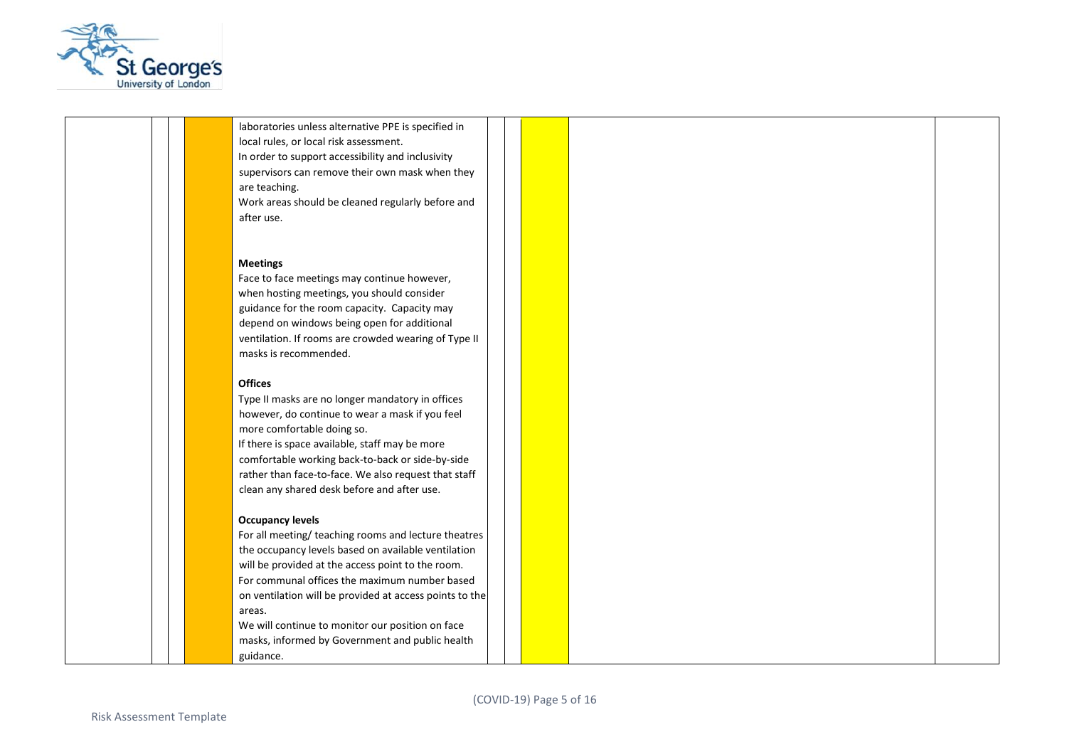| | | | | | | | | |
|---|---|---|---|---|---|---|---|---|
| | | | | laboratories unless alternative PPE is specified in local rules, or local risk assessment.<br>In order to support accessibility and inclusivity supervisors can remove their own mask when they are teaching.<br>Work areas should be cleaned regularly before and after use.<br><br>**Meetings**<br>Face to face meetings may continue however, when hosting meetings, you should consider guidance for the room capacity. Capacity may depend on windows being open for additional ventilation. If rooms are crowded wearing of Type II masks is recommended.<br><br>**Offices**<br>Type II masks are no longer mandatory in offices however, do continue to wear a mask if you feel more comfortable doing so.<br>If there is space available, staff may be more comfortable working back-to-back or side-by-side rather than face-to-face. We also request that staff clean any shared desk before and after use.<br><br>**Occupancy levels**<br>For all meeting/ teaching rooms and lecture theatres the occupancy levels based on available ventilation will be provided at the access point to the room.<br>For communal offices the maximum number based on ventilation will be provided at access points to the areas.<br>We will continue to monitor our position on face masks, informed by Government and public health guidance. | | | | |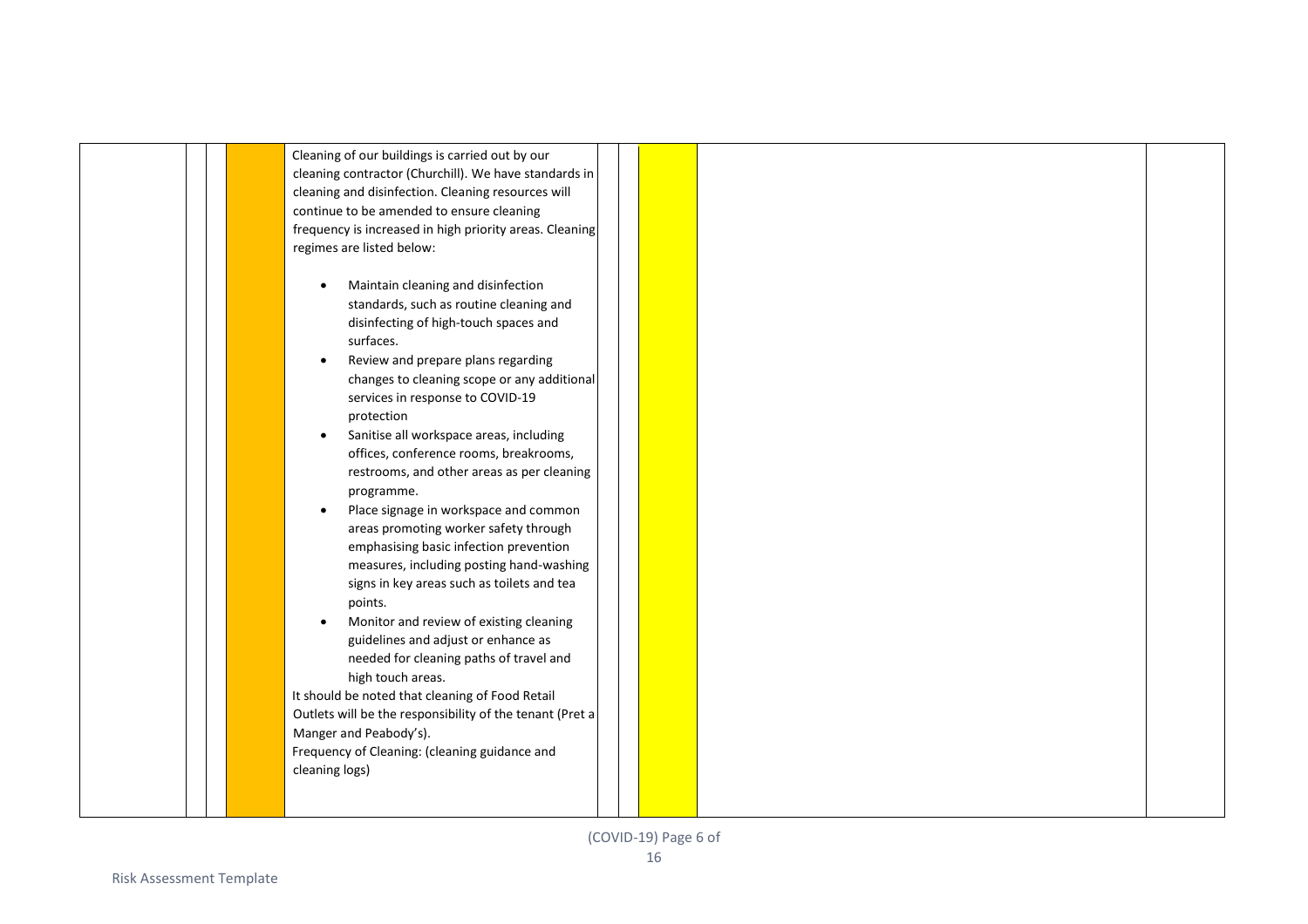| | | | | | | | | |
|---|---|---|---|---|---|---|---|---|
| | | | | Cleaning of our buildings is carried out by our cleaning contractor (Churchill). We have standards in cleaning and disinfection. Cleaning resources will continue to be amended to ensure cleaning frequency is increased in high priority areas. Cleaning regimes are listed below:<br><br>• Maintain cleaning and disinfection standards, such as routine cleaning and disinfecting of high-touch spaces and surfaces.<br>• Review and prepare plans regarding changes to cleaning scope or any additional services in response to COVID-19 protection<br>• Sanitise all workspace areas, including offices, conference rooms, breakrooms, restrooms, and other areas as per cleaning programme.<br>• Place signage in workspace and common areas promoting worker safety through emphasising basic infection prevention measures, including posting hand-washing signs in key areas such as toilets and tea points.<br>• Monitor and review of existing cleaning guidelines and adjust or enhance as needed for cleaning paths of travel and high touch areas.<br><br>It should be noted that cleaning of Food Retail Outlets will be the responsibility of the tenant (Pret a Manger and Peabody's).<br>Frequency of Cleaning: (cleaning guidance and cleaning logs) | | | | |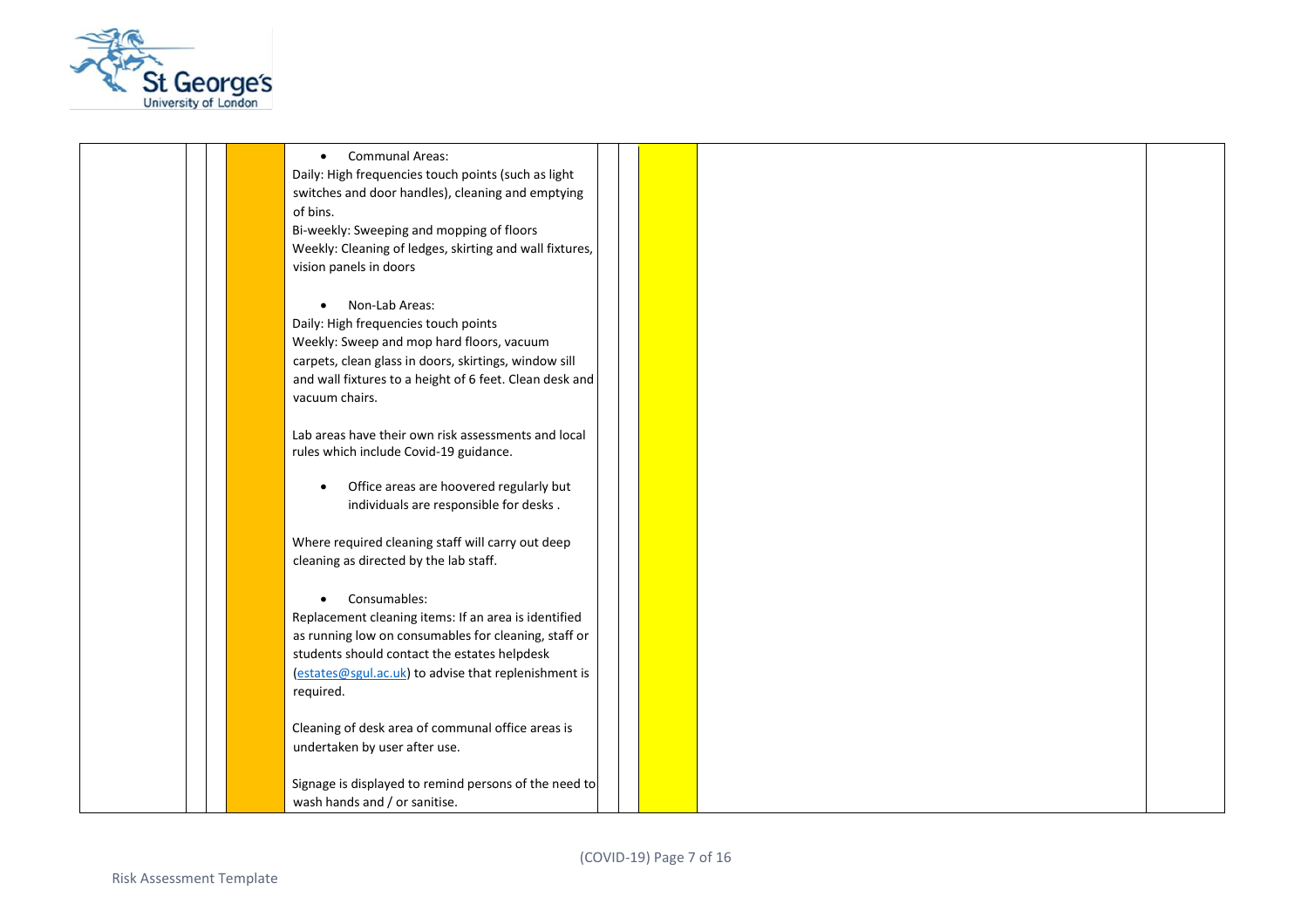|  |  |  |  |  |  |  |  |  |
|---|---|---|---|---|---|---|---|---|
|  |  |  |  | • Communal Areas:<br>Daily: High frequencies touch points (such as light switches and door handles), cleaning and emptying of bins.<br>Bi-weekly: Sweeping and mopping of floors<br>Weekly: Cleaning of ledges, skirting and wall fixtures, vision panels in doors<br><br>• Non-Lab Areas:<br>Daily: High frequencies touch points<br>Weekly: Sweep and mop hard floors, vacuum carpets, clean glass in doors, skirtings, window sill and wall fixtures to a height of 6 feet. Clean desk and vacuum chairs.<br><br>Lab areas have their own risk assessments and local rules which include Covid-19 guidance.<br><br>• Office areas are hoovered regularly but individuals are responsible for desks .<br><br>Where required cleaning staff will carry out deep cleaning as directed by the lab staff.<br><br>• Consumables:<br>Replacement cleaning items: If an area is identified as running low on consumables for cleaning, staff or students should contact the estates helpdesk (estates@sgul.ac.uk) to advise that replenishment is required.<br><br>Cleaning of desk area of communal office areas is undertaken by user after use.<br><br>Signage is displayed to remind persons of the need to wash hands and / or sanitise. |  |  |  |  |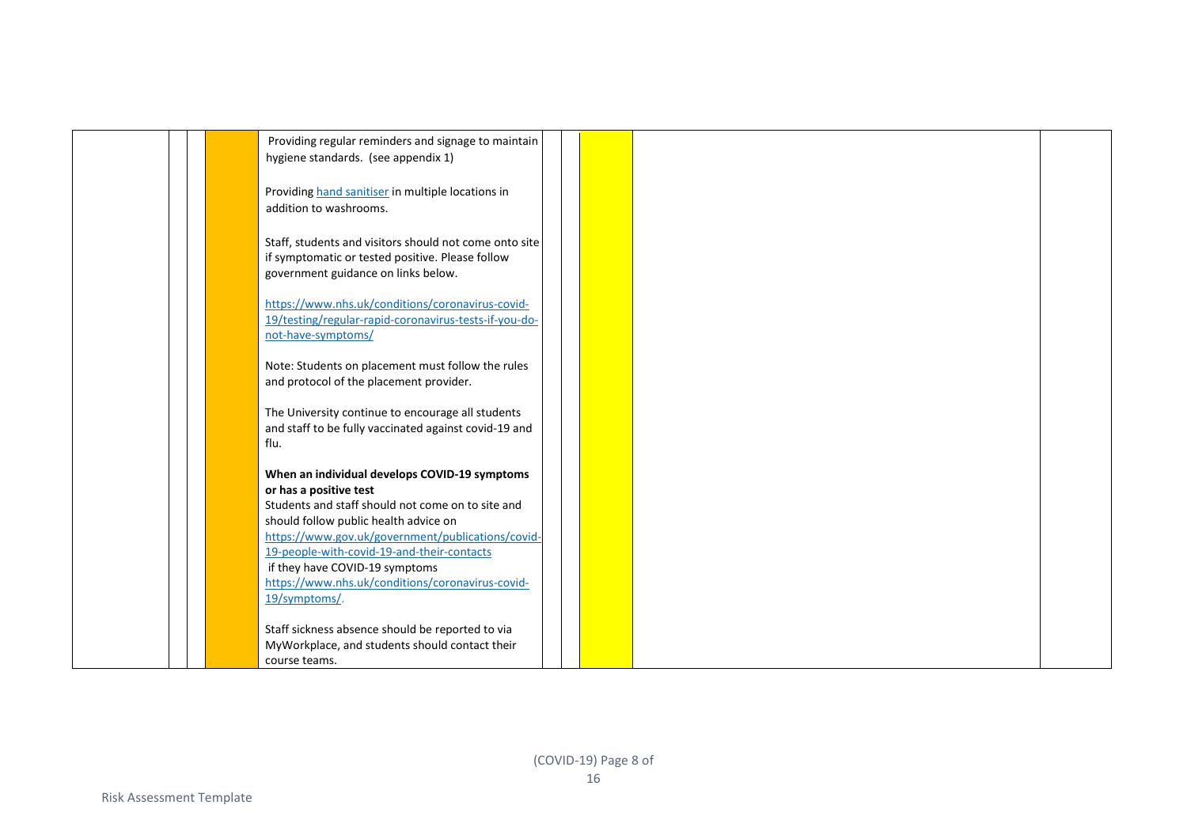| | | | | | | | | |
|---|---|---|---|---|---|---|---|---|
| | | | | Providing regular reminders and signage to maintain hygiene standards. (see appendix 1)<br><br>Providing [hand sanitiser] in multiple locations in addition to washrooms.<br><br>Staff, students and visitors should not come onto site if symptomatic or tested positive. Please follow government guidance on links below.<br><br>https://www.nhs.uk/conditions/coronavirus-covid-19/testing/regular-rapid-coronavirus-tests-if-you-do-not-have-symptoms/<br><br>Note: Students on placement must follow the rules and protocol of the placement provider.<br><br>The University continue to encourage all students and staff to be fully vaccinated against covid-19 and flu.<br><br>**When an individual develops COVID-19 symptoms or has a positive test**<br>Students and staff should not come on to site and should follow public health advice on https://www.gov.uk/government/publications/covid-19-people-with-covid-19-and-their-contacts if they have COVID-19 symptoms https://www.nhs.uk/conditions/coronavirus-covid-19/symptoms/.<br><br>Staff sickness absence should be reported to via MyWorkplace, and students should contact their course teams. | | | | |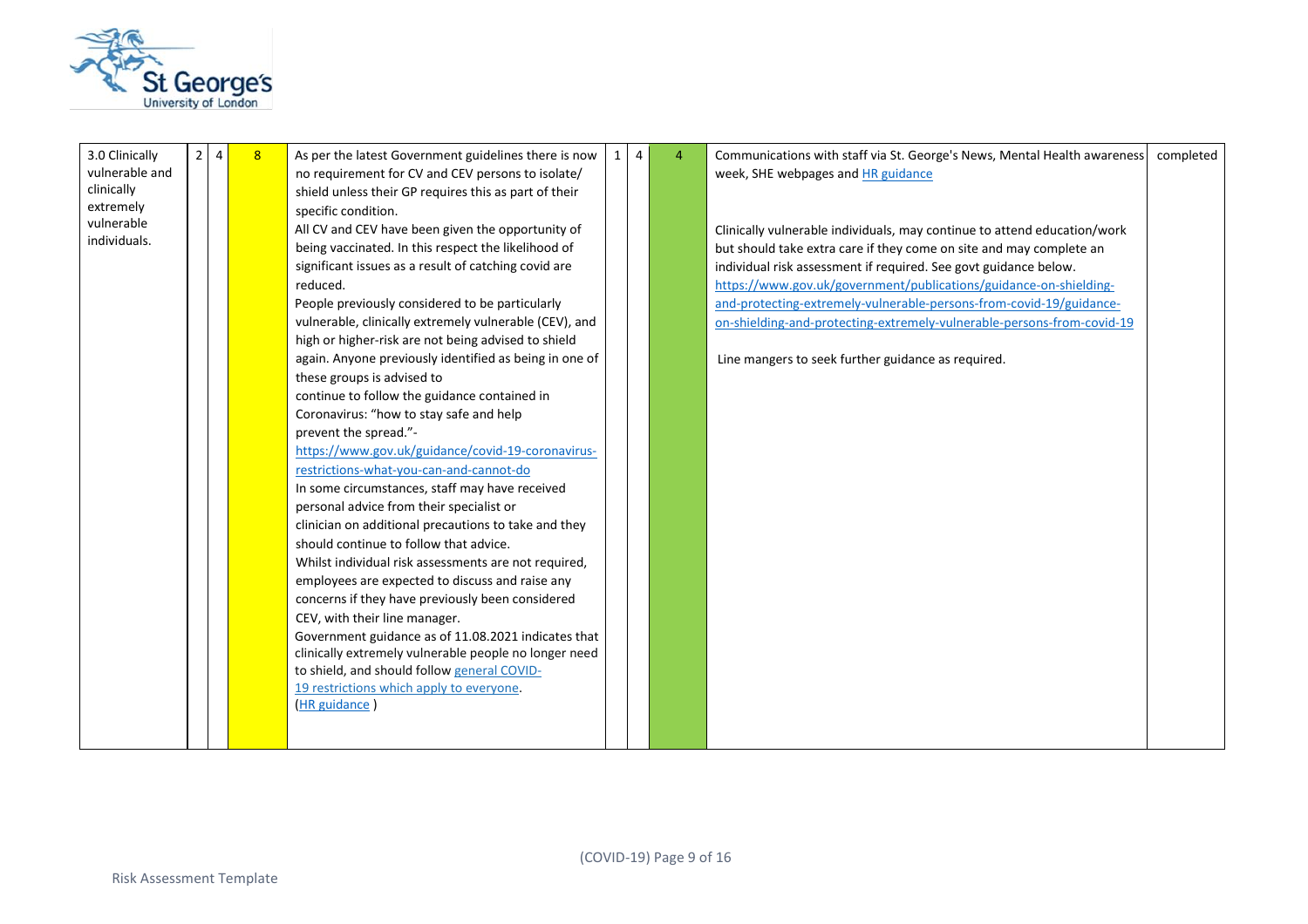| 3.0 Clinically vulnerable and clinically extremely vulnerable individuals. | 2 | 4 | 8 | As per the latest Government guidelines there is now no requirement for CV and CEV persons to isolate/ shield unless their GP requires this as part of their specific condition.<br>All CV and CEV have been given the opportunity of being vaccinated. In this respect the likelihood of significant issues as a result of catching covid are reduced.<br>People previously considered to be particularly vulnerable, clinically extremely vulnerable (CEV), and high or higher-risk are not being advised to shield again. Anyone previously identified as being in one of these groups is advised to continue to follow the guidance contained in Coronavirus: "how to stay safe and help prevent the spread."- https://www.gov.uk/guidance/covid-19-coronavirus-restrictions-what-you-can-and-cannot-do<br>In some circumstances, staff may have received personal advice from their specialist or clinician on additional precautions to take and they should continue to follow that advice.<br>Whilst individual risk assessments are not required, employees are expected to discuss and raise any concerns if they have previously been considered CEV, with their line manager.<br>Government guidance as of 11.08.2021 indicates that clinically extremely vulnerable people no longer need to shield, and should follow general COVID-19 restrictions which apply to everyone.<br>(HR guidance ) | 1 | 4 | 4 | Communications with staff via St. George's News, Mental Health awareness week, SHE webpages and HR guidance<br><br>Clinically vulnerable individuals, may continue to attend education/work but should take extra care if they come on site and may complete an individual risk assessment if required. See govt guidance below. https://www.gov.uk/government/publications/guidance-on-shielding-and-protecting-extremely-vulnerable-persons-from-covid-19/guidance-on-shielding-and-protecting-extremely-vulnerable-persons-from-covid-19<br><br>Line mangers to seek further guidance as required. | completed |
|---|---|---|---|---|---|---|---|---|---|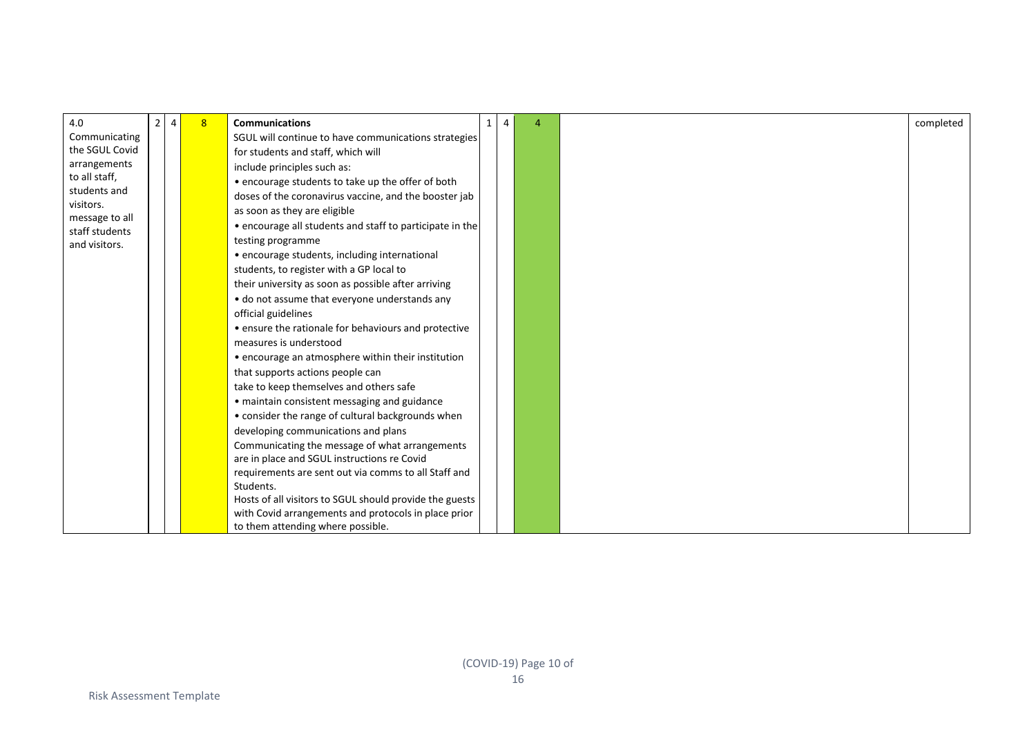| | | | | | | | | | |
|---|---|---|---|---|---|---|---|---|---|
| 4.0 Communicating the SGUL Covid arrangements to all staff, students and visitors. message to all staff students and visitors. | 2 | 4 | 8 | **Communications**<br>SGUL will continue to have communications strategies for students and staff, which will include principles such as:<br>• encourage students to take up the offer of both doses of the coronavirus vaccine, and the booster jab as soon as they are eligible<br>• encourage all students and staff to participate in the testing programme<br>• encourage students, including international students, to register with a GP local to their university as soon as possible after arriving<br>• do not assume that everyone understands any official guidelines<br>• ensure the rationale for behaviours and protective measures is understood<br>• encourage an atmosphere within their institution that supports actions people can take to keep themselves and others safe<br>• maintain consistent messaging and guidance<br>• consider the range of cultural backgrounds when developing communications and plans<br>Communicating the message of what arrangements are in place and SGUL instructions re Covid requirements are sent out via comms to all Staff and Students.<br>Hosts of all visitors to SGUL should provide the guests with Covid arrangements and protocols in place prior to them attending where possible. | 1 | 4 | 4 | | completed |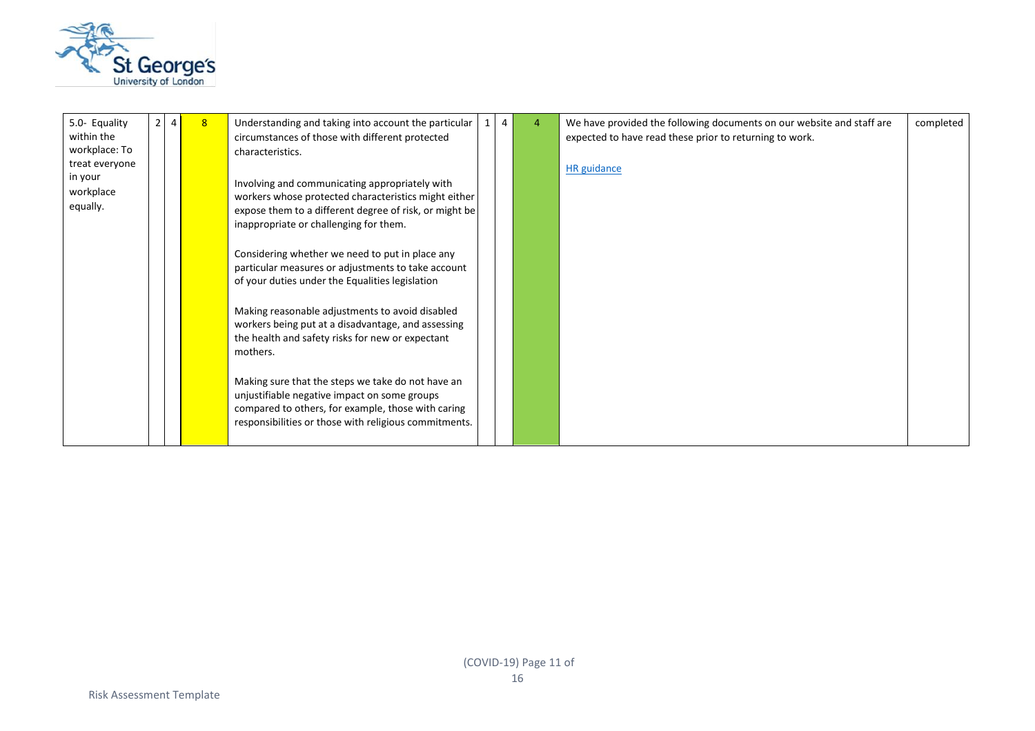| | | | | | | | | | |
|---|---|---|---|---|---|---|---|---|---|
| 5.0- Equality within the workplace: To treat everyone in your workplace equally. | 2 | 4 | 8 | Understanding and taking into account the particular circumstances of those with different protected characteristics.<br><br>Involving and communicating appropriately with workers whose protected characteristics might either expose them to a different degree of risk, or might be inappropriate or challenging for them.<br><br>Considering whether we need to put in place any particular measures or adjustments to take account of your duties under the Equalities legislation<br><br>Making reasonable adjustments to avoid disabled workers being put at a disadvantage, and assessing the health and safety risks for new or expectant mothers.<br><br>Making sure that the steps we take do not have an unjustifiable negative impact on some groups compared to others, for example, those with caring responsibilities or those with religious commitments. | 1 | 4 | 4 | We have provided the following documents on our website and staff are expected to have read these prior to returning to work.<br><br>[HR guidance] | completed |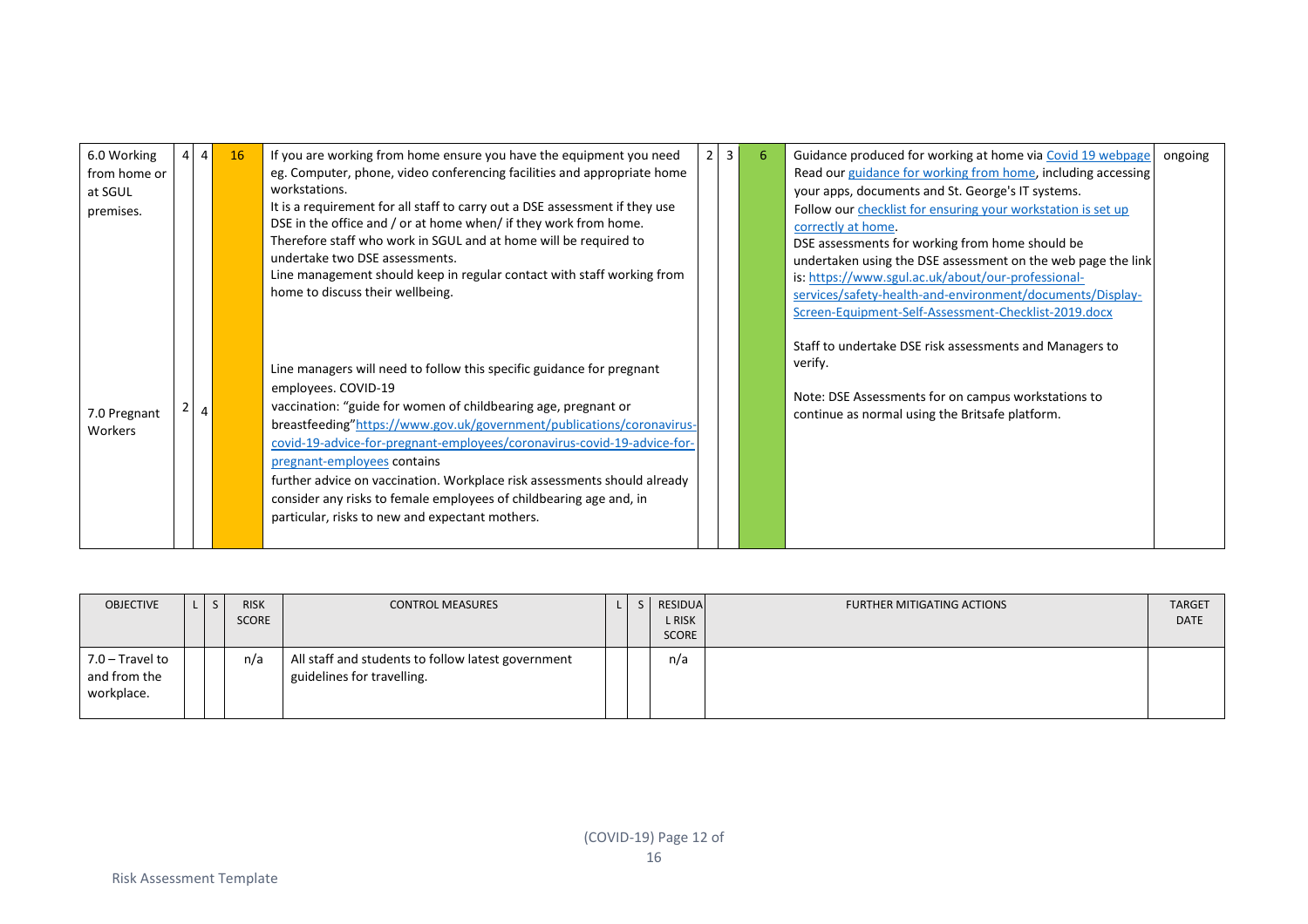| 6.0 Working from home or at SGUL premises.<br><br>7.0 Pregnant Workers | 4<br><br>2 | 4<br><br>4 | 16 | If you are working from home ensure you have the equipment you need eg. Computer, phone, video conferencing facilities and appropriate home workstations.<br>It is a requirement for all staff to carry out a DSE assessment if they use DSE in the office and / or at home when/ if they work from home. Therefore staff who work in SGUL and at home will be required to undertake two DSE assessments.<br>Line management should keep in regular contact with staff working from home to discuss their wellbeing.<br><br>Line managers will need to follow this specific guidance for pregnant employees. COVID-19 vaccination: "guide for women of childbearing age, pregnant or breastfeeding"https://www.gov.uk/government/publications/coronavirus-covid-19-advice-for-pregnant-employees/coronavirus-covid-19-advice-for-pregnant-employees contains further advice on vaccination. Workplace risk assessments should already consider any risks to female employees of childbearing age and, in particular, risks to new and expectant mothers. | 2 | 3 | 6 | Guidance produced for working at home via Covid 19 webpage Read our guidance for working from home, including accessing your apps, documents and St. George's IT systems.<br>Follow our checklist for ensuring your workstation is set up correctly at home.<br>DSE assessments for working from home should be undertaken using the DSE assessment on the web page the link is: https://www.sgul.ac.uk/about/our-professional-services/safety-health-and-environment/documents/Display-Screen-Equipment-Self-Assessment-Checklist-2019.docx<br><br>Staff to undertake DSE risk assessments and Managers to verify.<br><br>Note: DSE Assessments for on campus workstations to continue as normal using the Britsafe platform. | ongoing |
|---|---|---|---|---|---|---|---|---|---|

| OBJECTIVE | L | S | RISK SCORE | CONTROL MEASURES | L | S | RESIDUAL RISK SCORE | FURTHER MITIGATING ACTIONS | TARGET DATE |
|---|---|---|---|---|---|---|---|---|---|
| 7.0 – Travel to and from the workplace. | | | n/a | All staff and students to follow latest government guidelines for travelling. | | | n/a | | |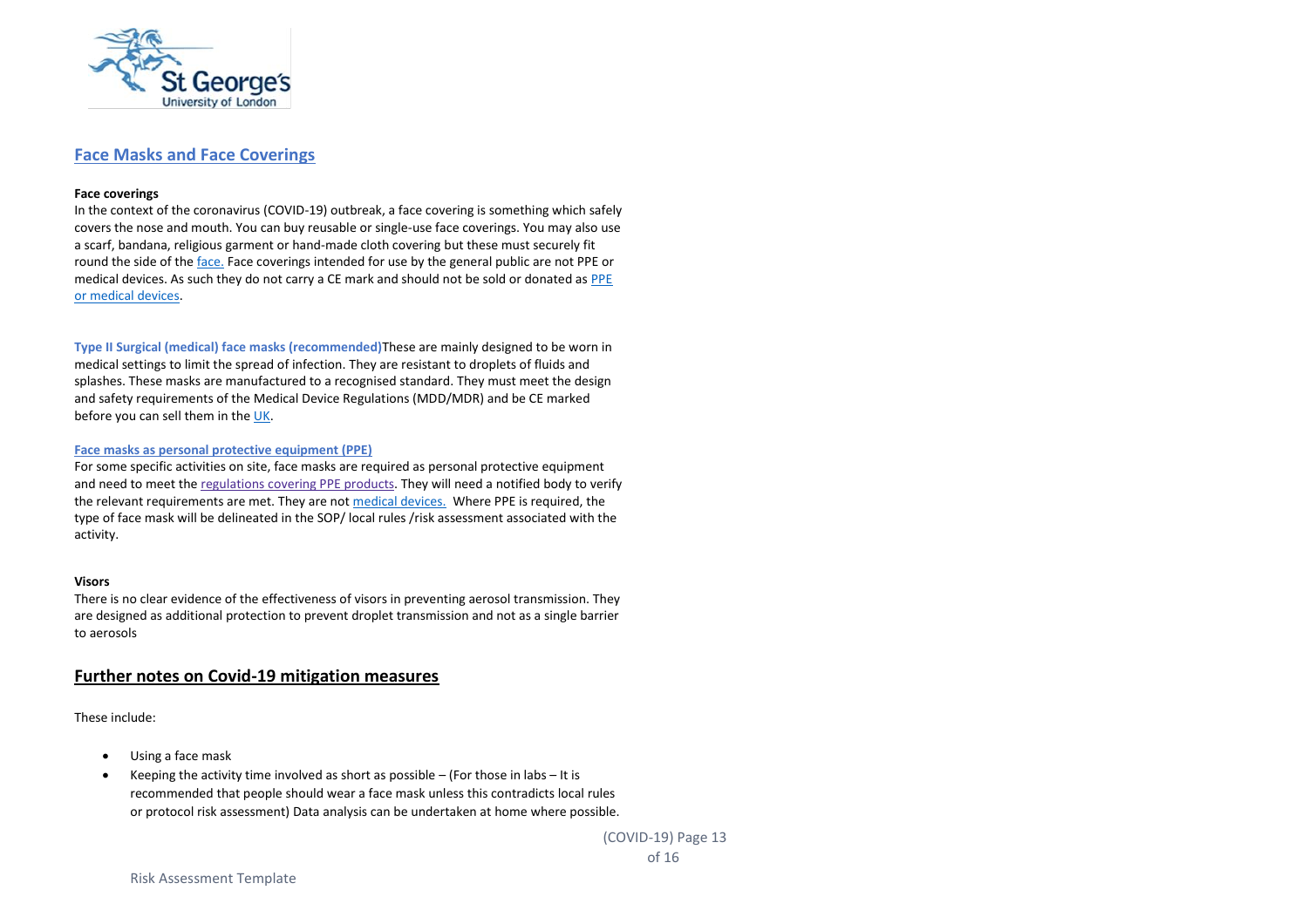## Face Masks and Face Coverings

**Face coverings**

In the context of the coronavirus (COVID-19) outbreak, a face covering is something which safely covers the nose and mouth. You can buy reusable or single-use face coverings. You may also use a scarf, bandana, religious garment or hand-made cloth covering but these must securely fit round the side of the face. Face coverings intended for use by the general public are not PPE or medical devices. As such they do not carry a CE mark and should not be sold or donated as PPE or medical devices.

**Type II Surgical (medical) face masks (recommended)** These are mainly designed to be worn in medical settings to limit the spread of infection. They are resistant to droplets of fluids and splashes. These masks are manufactured to a recognised standard. They must meet the design and safety requirements of the Medical Device Regulations (MDD/MDR) and be CE marked before you can sell them in the UK.

**Face masks as personal protective equipment (PPE)**

For some specific activities on site, face masks are required as personal protective equipment and need to meet the regulations covering PPE products. They will need a notified body to verify the relevant requirements are met. They are not medical devices. Where PPE is required, the type of face mask will be delineated in the SOP/ local rules /risk assessment associated with the activity.

**Visors**

There is no clear evidence of the effectiveness of visors in preventing aerosol transmission. They are designed as additional protection to prevent droplet transmission and not as a single barrier to aerosols

## Further notes on Covid-19 mitigation measures

These include:

- Using a face mask
- Keeping the activity time involved as short as possible – (For those in labs – It is recommended that people should wear a face mask unless this contradicts local rules or protocol risk assessment) Data analysis can be undertaken at home where possible.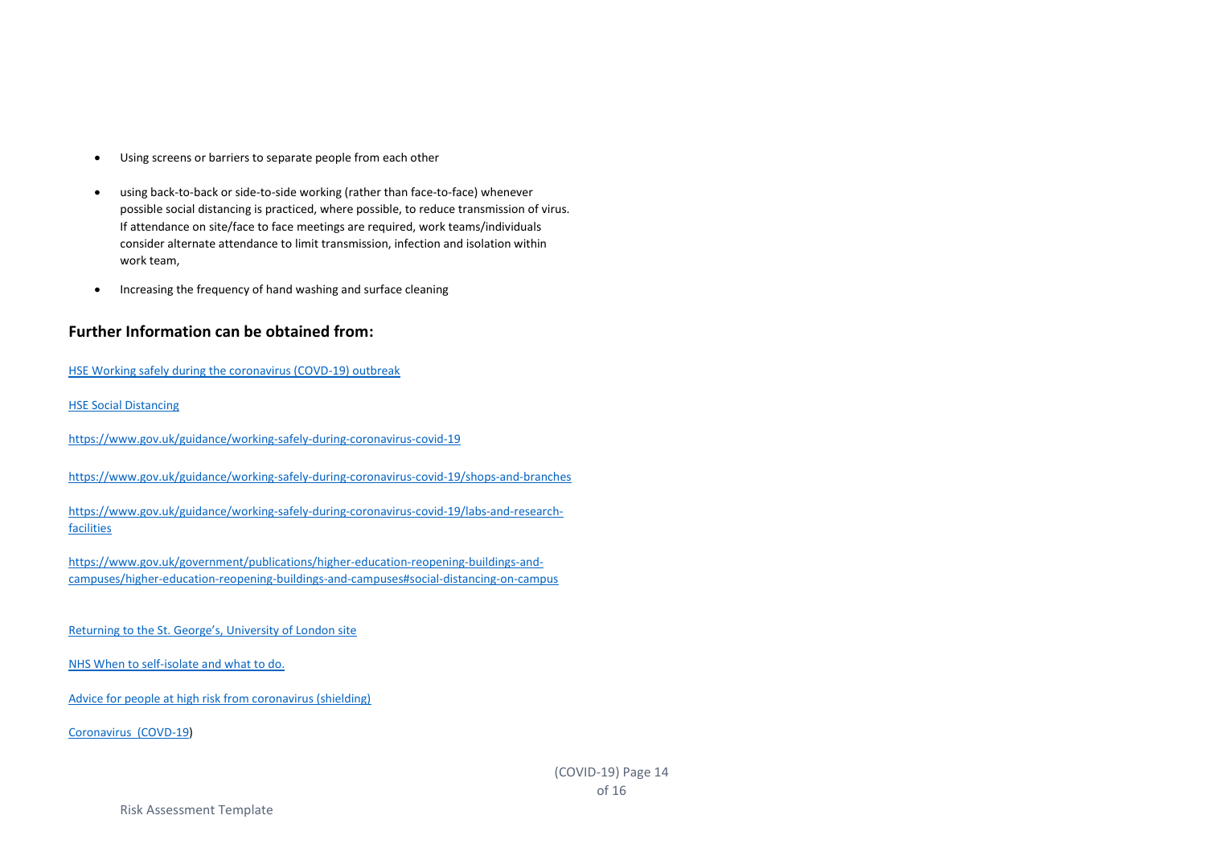- Using screens or barriers to separate people from each other

- using back-to-back or side-to-side working (rather than face-to-face) whenever possible social distancing is practiced, where possible, to reduce transmission of virus. If attendance on site/face to face meetings are required, work teams/individuals consider alternate attendance to limit transmission, infection and isolation within work team,

- Increasing the frequency of hand washing and surface cleaning

## Further Information can be obtained from:

HSE Working safely during the coronavirus (COVD-19) outbreak

HSE Social Distancing

https://www.gov.uk/guidance/working-safely-during-coronavirus-covid-19

https://www.gov.uk/guidance/working-safely-during-coronavirus-covid-19/shops-and-branches

https://www.gov.uk/guidance/working-safely-during-coronavirus-covid-19/labs-and-research-facilities

https://www.gov.uk/government/publications/higher-education-reopening-buildings-and-campuses/higher-education-reopening-buildings-and-campuses#social-distancing-on-campus

Returning to the St. George's, University of London site

NHS When to self-isolate and what to do.

Advice for people at high risk from coronavirus (shielding)

Coronavirus (COVD-19)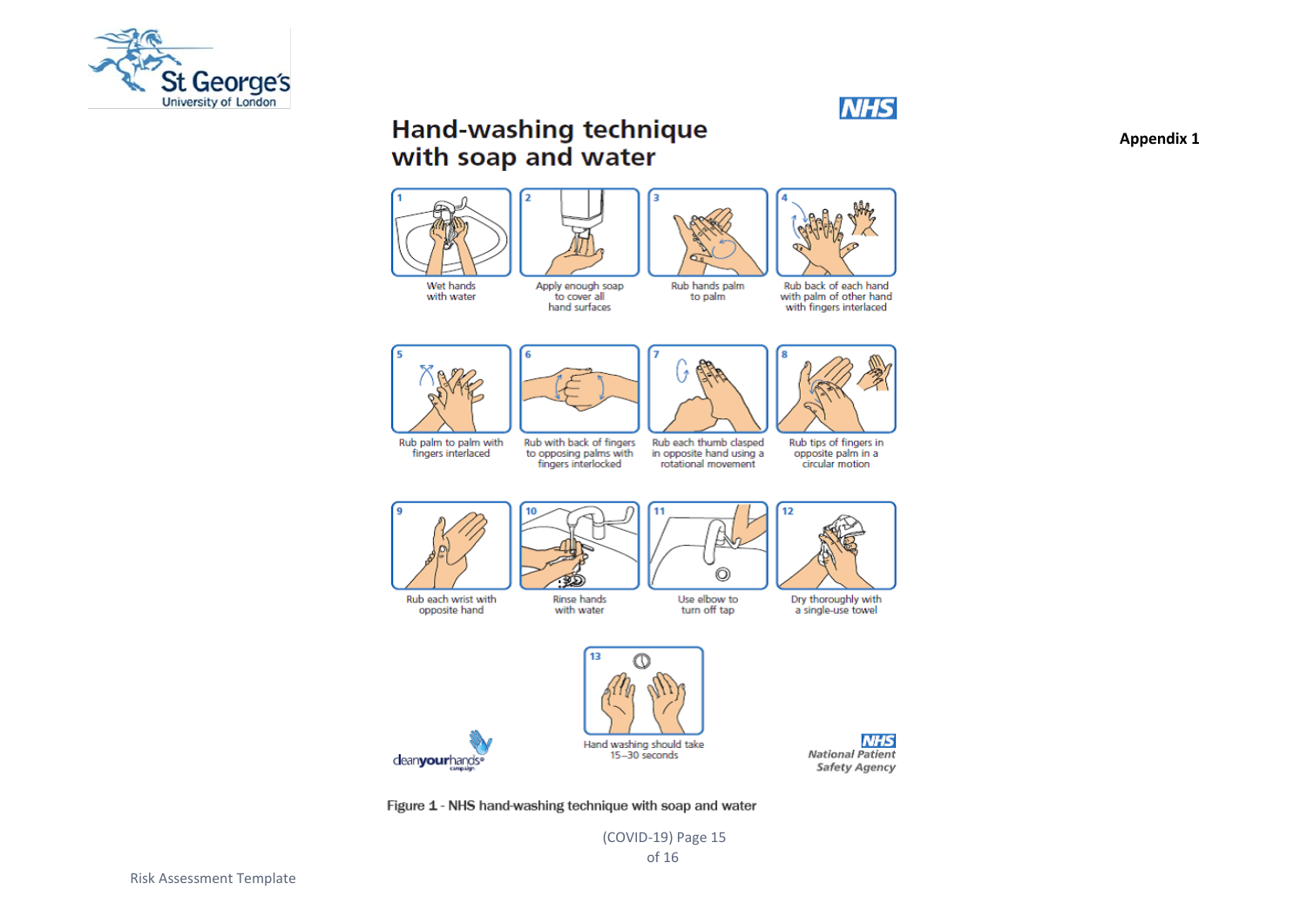Appendix 1

# Hand-washing technique with soap and water

1. Wet hands with water
2. Apply enough soap to cover all hand surfaces
3. Rub hands palm to palm
4. Rub back of each hand with palm of other hand with fingers interlaced
5. Rub palm to palm with fingers interlaced
6. Rub with back of fingers to opposing palms with fingers interlocked
7. Rub each thumb clasped in opposite hand using a rotational movement
8. Rub tips of fingers in opposite palm in a circular motion
9. Rub each wrist with opposite hand
10. Rinse hands with water
11. Use elbow to turn off tap
12. Dry thoroughly with a single-use towel
13. Hand washing should take 15–30 seconds

cleanyourhands campaign

NHS National Patient Safety Agency

Figure 1 - NHS hand-washing technique with soap and water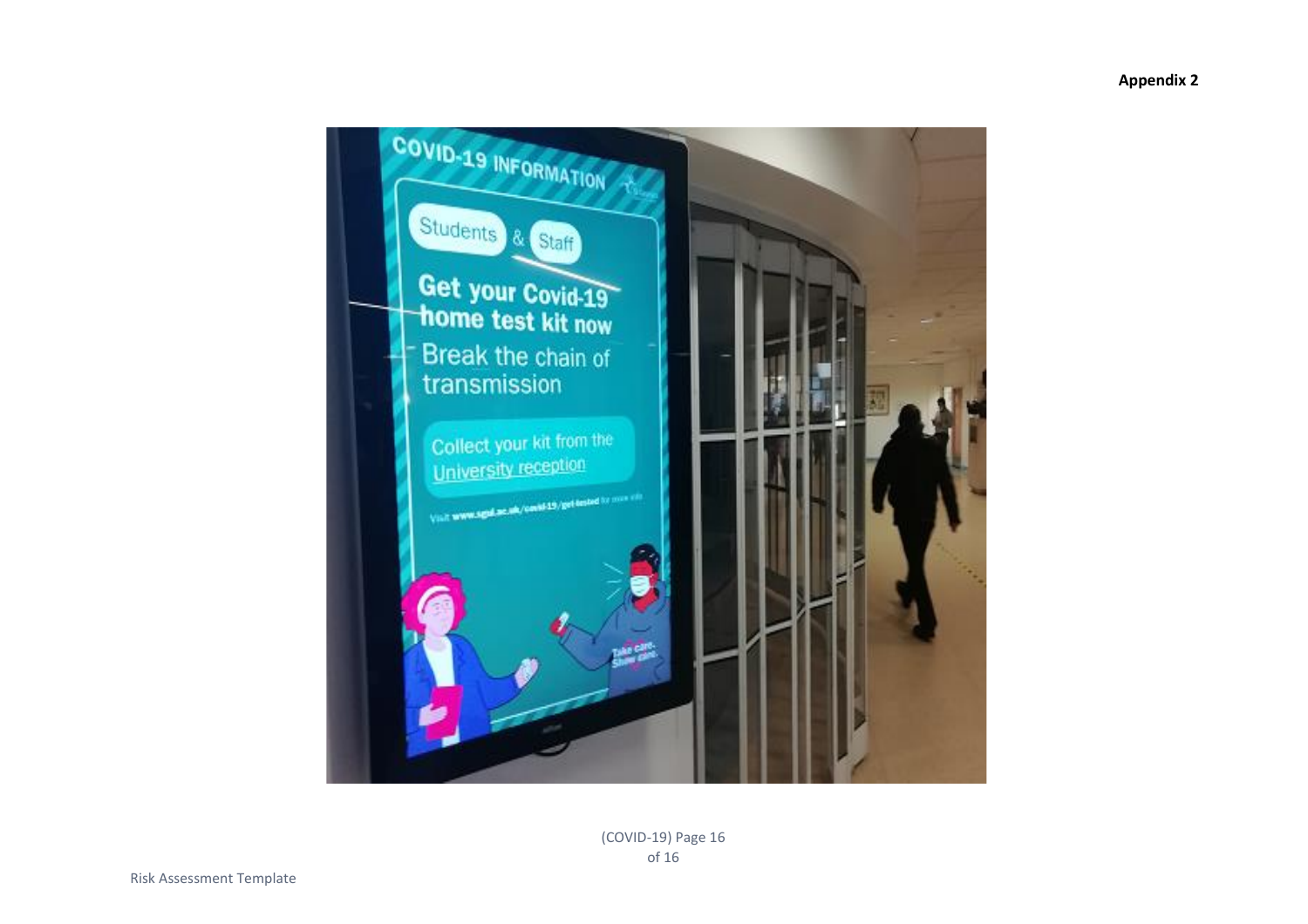**Appendix 2**